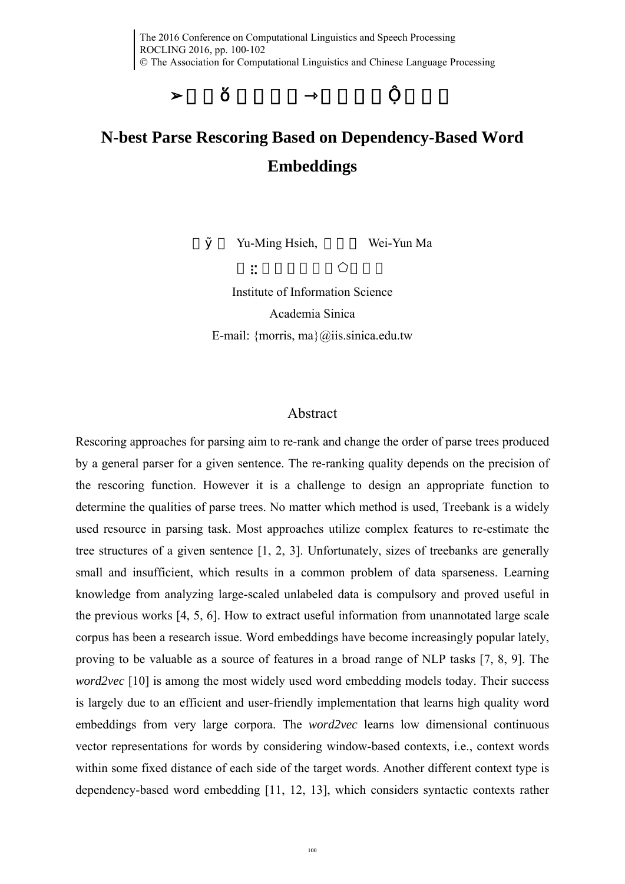# N-best Parse Rescoring Based on Dependency-Based Word Embeddings

Yu-Ming Hsieh, Wei-Yun Ma

Institute of Information Science

Academia Sinica

E-mail: {morris, ma}@iis.sinica.edu.tw

## Abstract

Rescoring approaches for parsing aim to re-rank and change the order of parse trees produced by a general parser for a given sentence. The re-ranking quality depends on the precision of the rescoring function. However it is a challenge to design an appropriate function to determine the qualities of parse trees. No matter which method is used, Treebank is a widely used resource in parsing task. Most approaches utilize complex features to re-estimate the tree structures of a given sentence [1, 2, 3]. Unfortunately, sizes of treebanks are generally small and insufficient, which results in a common problem of data sparseness. Learning knowledge from analyzing large-scaled unlabeled data is compulsory and proved useful in the previous works [4, 5, 6]. How to extract useful information from unannotated large scale corpus has been a research issue. Word embeddings have become increasingly popular lately, proving to be valuable as a source of features in a broad range of NLP tasks [7, 8, 9]. The *word2vec* [10] is among the most widely used word embedding models today. Their success is largely due to an efficient and user-friendly implementation that learns high quality word embeddings from very large corpora. The *word2vec* learns low dimensional continuous vector representations for words by considering window-based contexts, i.e., context words within some fixed distance of each side of the target words. Another different context type is dependency-based word embedding [11, 12, 13], which considers syntactic contexts rather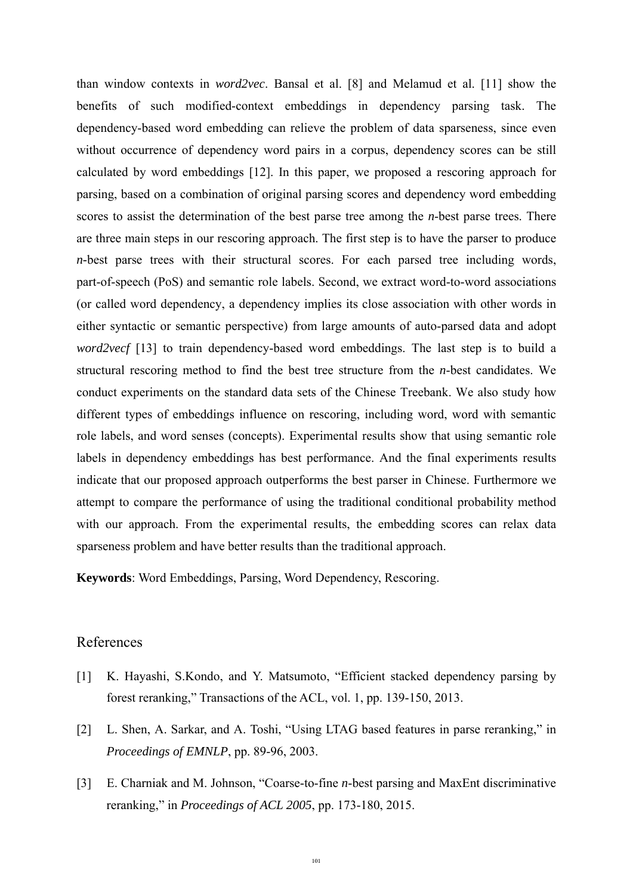than window contexts in *word2vec*. Bansal et al. [8] and Melamud et al. [11] show the benefits of such modified-context embeddings in dependency parsing task. The dependency-based word embedding can relieve the problem of data sparseness, since even without occurrence of dependency word pairs in a corpus, dependency scores can be still calculated by word embeddings [12]. In this paper, we proposed a rescoring approach for parsing, based on a combination of original parsing scores and dependency word embedding scores to assist the determination of the best parse tree among the *n*-best parse trees. There are three main steps in our rescoring approach. The first step is to have the parser to produce *n*-best parse trees with their structural scores. For each parsed tree including words, part-of-speech (PoS) and semantic role labels. Second, we extract word-to-word associations (or called word dependency, a dependency implies its close association with other words in either syntactic or semantic perspective) from large amounts of auto-parsed data and adopt *word2vecf* [13] to train dependency-based word embeddings. The last step is to build a structural rescoring method to find the best tree structure from the *n*-best candidates. We conduct experiments on the standard data sets of the Chinese Treebank. We also study how different types of embeddings influence on rescoring, including word, word with semantic role labels, and word senses (concepts). Experimental results show that using semantic role labels in dependency embeddings has best performance. And the final experiments results indicate that our proposed approach outperforms the best parser in Chinese. Furthermore we attempt to compare the performance of using the traditional conditional probability method with our approach. From the experimental results, the embedding scores can relax data sparseness problem and have better results than the traditional approach.

**Keywords**: Word Embeddings, Parsing, Word Dependency, Rescoring.

## References

[1] K. Hayashi, S.Kondo, and Y. Matsumoto, "Efficient stacked dependency parsing by forest reranking," Transactions of the ACL, vol. 1, pp. 139-150, 2013.

[2] L. Shen, A. Sarkar, and A. Toshi, "Using LTAG based features in parse reranking," in *Proceedings of EMNLP*, pp. 89-96, 2003.

[3] E. Charniak and M. Johnson, "Coarse-to-fine *n*-best parsing and MaxEnt discriminative reranking," in *Proceedings of ACL 2005*, pp. 173-180, 2015.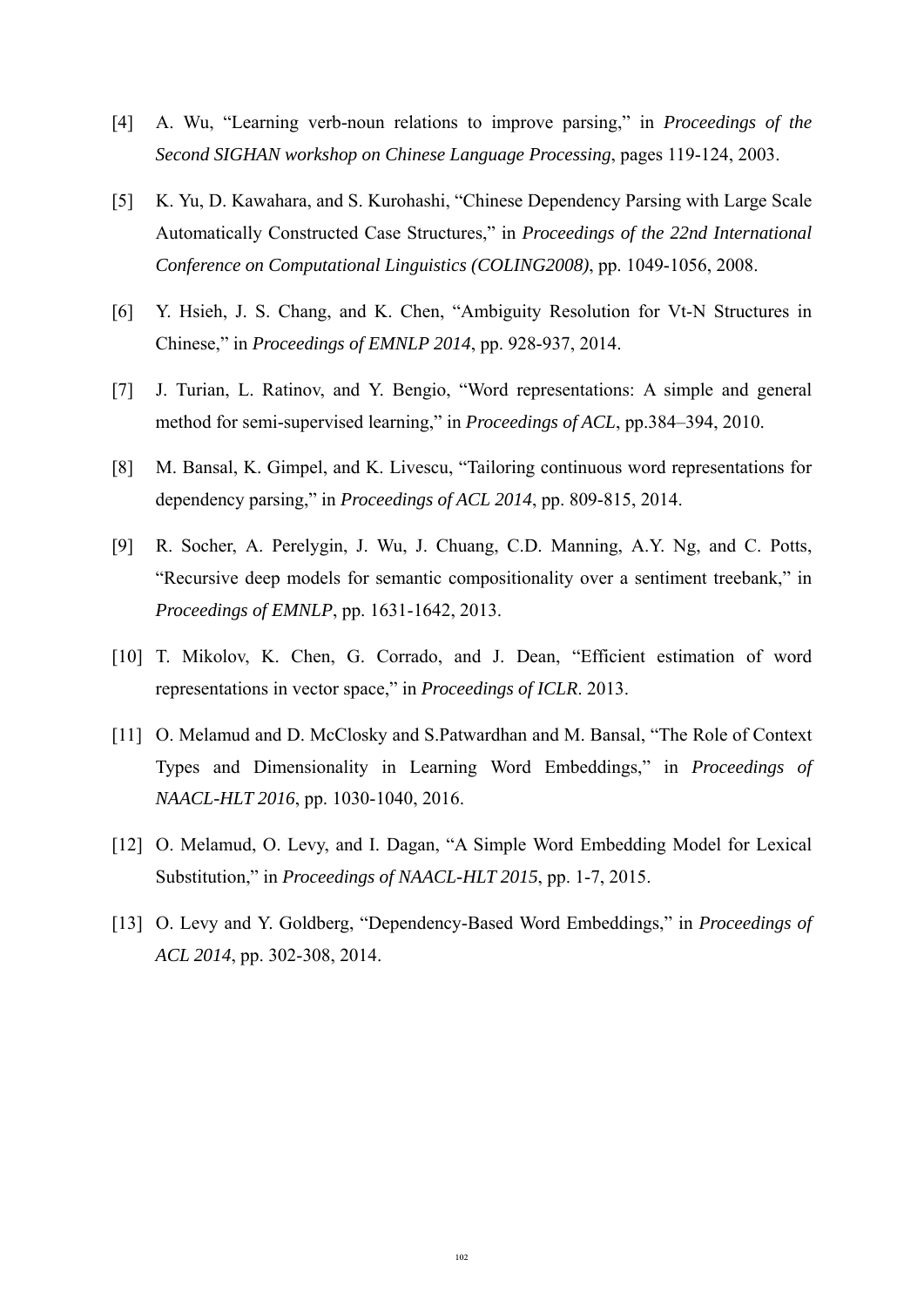[4] A. Wu, "Learning verb-noun relations to improve parsing," in *Proceedings of the Second SIGHAN workshop on Chinese Language Processing*, pages 119-124, 2003.

[5] K. Yu, D. Kawahara, and S. Kurohashi, "Chinese Dependency Parsing with Large Scale Automatically Constructed Case Structures," in *Proceedings of the 22nd International Conference on Computational Linguistics (COLING2008)*, pp. 1049-1056, 2008.

[6] Y. Hsieh, J. S. Chang, and K. Chen, "Ambiguity Resolution for Vt-N Structures in Chinese," in *Proceedings of EMNLP 2014*, pp. 928-937, 2014.

[7] J. Turian, L. Ratinov, and Y. Bengio, "Word representations: A simple and general method for semi-supervised learning," in *Proceedings of ACL*, pp.384–394, 2010.

[8] M. Bansal, K. Gimpel, and K. Livescu, "Tailoring continuous word representations for dependency parsing," in *Proceedings of ACL 2014*, pp. 809-815, 2014.

[9] R. Socher, A. Perelygin, J. Wu, J. Chuang, C.D. Manning, A.Y. Ng, and C. Potts, "Recursive deep models for semantic compositionality over a sentiment treebank," in *Proceedings of EMNLP*, pp. 1631-1642, 2013.

[10] T. Mikolov, K. Chen, G. Corrado, and J. Dean, "Efficient estimation of word representations in vector space," in *Proceedings of ICLR*. 2013.

[11] O. Melamud and D. McClosky and S.Patwardhan and M. Bansal, "The Role of Context Types and Dimensionality in Learning Word Embeddings," in *Proceedings of NAACL-HLT 2016*, pp. 1030-1040, 2016.

[12] O. Melamud, O. Levy, and I. Dagan, "A Simple Word Embedding Model for Lexical Substitution," in *Proceedings of NAACL-HLT 2015*, pp. 1-7, 2015.

[13] O. Levy and Y. Goldberg, "Dependency-Based Word Embeddings," in *Proceedings of ACL 2014*, pp. 302-308, 2014.